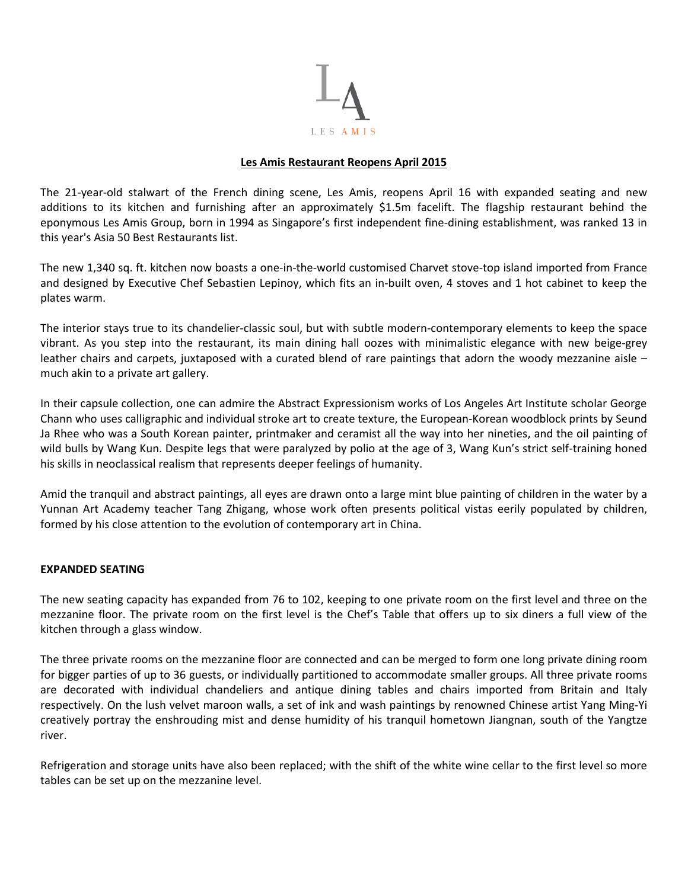LES AMIS

**Les Amis Restaurant Reopens April 2015**

The 21-year-old stalwart of the French dining scene, Les Amis, reopens April 16 with expanded seating and new additions to its kitchen and furnishing after an approximately $1.5m facelift. The flagship restaurant behind the eponymous Les Amis Group, born in 1994 as Singapore's first independent fine-dining establishment, was ranked 13 in this year's Asia 50 Best Restaurants list.

The new 1,340 sq. ft. kitchen now boasts a one-in-the-world customised Charvet stove-top island imported from France and designed by Executive Chef Sebastien Lepinoy, which fits an in-built oven, 4 stoves and 1 hot cabinet to keep the plates warm.

The interior stays true to its chandelier-classic soul, but with subtle modern-contemporary elements to keep the space vibrant. As you step into the restaurant, its main dining hall oozes with minimalistic elegance with new beige-grey leather chairs and carpets, juxtaposed with a curated blend of rare paintings that adorn the woody mezzanine aisle – much akin to a private art gallery.

In their capsule collection, one can admire the Abstract Expressionism works of Los Angeles Art Institute scholar George Chann who uses calligraphic and individual stroke art to create texture, the European-Korean woodblock prints by Seund Ja Rhee who was a South Korean painter, printmaker and ceramist all the way into her nineties, and the oil painting of wild bulls by Wang Kun. Despite legs that were paralyzed by polio at the age of 3, Wang Kun's strict self-training honed his skills in neoclassical realism that represents deeper feelings of humanity.

Amid the tranquil and abstract paintings, all eyes are drawn onto a large mint blue painting of children in the water by a Yunnan Art Academy teacher Tang Zhigang, whose work often presents political vistas eerily populated by children, formed by his close attention to the evolution of contemporary art in China.

**EXPANDED SEATING**

The new seating capacity has expanded from 76 to 102, keeping to one private room on the first level and three on the mezzanine floor. The private room on the first level is the Chef's Table that offers up to six diners a full view of the kitchen through a glass window.

The three private rooms on the mezzanine floor are connected and can be merged to form one long private dining room for bigger parties of up to 36 guests, or individually partitioned to accommodate smaller groups. All three private rooms are decorated with individual chandeliers and antique dining tables and chairs imported from Britain and Italy respectively. On the lush velvet maroon walls, a set of ink and wash paintings by renowned Chinese artist Yang Ming-Yi creatively portray the enshrouding mist and dense humidity of his tranquil hometown Jiangnan, south of the Yangtze river.

Refrigeration and storage units have also been replaced; with the shift of the white wine cellar to the first level so more tables can be set up on the mezzanine level.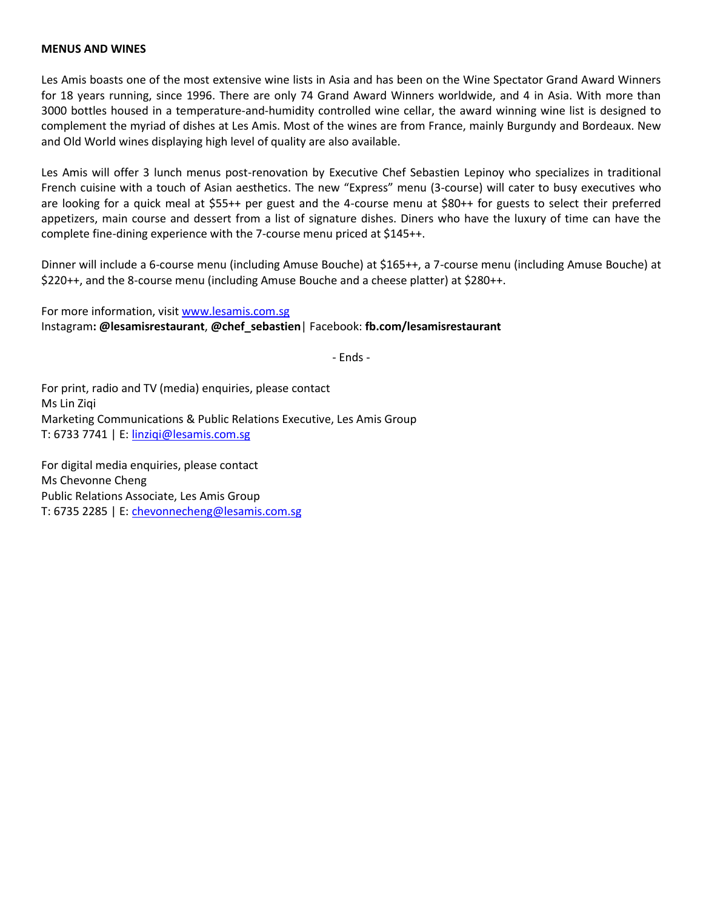**MENUS AND WINES**

Les Amis boasts one of the most extensive wine lists in Asia and has been on the Wine Spectator Grand Award Winners for 18 years running, since 1996. There are only 74 Grand Award Winners worldwide, and 4 in Asia. With more than 3000 bottles housed in a temperature-and-humidity controlled wine cellar, the award winning wine list is designed to complement the myriad of dishes at Les Amis. Most of the wines are from France, mainly Burgundy and Bordeaux. New and Old World wines displaying high level of quality are also available.

Les Amis will offer 3 lunch menus post-renovation by Executive Chef Sebastien Lepinoy who specializes in traditional French cuisine with a touch of Asian aesthetics. The new "Express" menu (3-course) will cater to busy executives who are looking for a quick meal at $55++ per guest and the 4-course menu at $80++ for guests to select their preferred appetizers, main course and dessert from a list of signature dishes. Diners who have the luxury of time can have the complete fine-dining experience with the 7-course menu priced at $145++.

Dinner will include a 6-course menu (including Amuse Bouche) at $165++, a 7-course menu (including Amuse Bouche) at $220++, and the 8-course menu (including Amuse Bouche and a cheese platter) at $280++.

For more information, visit [www.lesamis.com.sg](http://www.lesamis.com.sg)
Instagram**: @lesamisrestaurant**, **@chef_sebastien**| Facebook: **fb.com/lesamisrestaurant**

- Ends -

For print, radio and TV (media) enquiries, please contact
Ms Lin Ziqi
Marketing Communications & Public Relations Executive, Les Amis Group
T: 6733 7741 | E: [linziqi@lesamis.com.sg](mailto:linziqi@lesamis.com.sg)

For digital media enquiries, please contact
Ms Chevonne Cheng
Public Relations Associate, Les Amis Group
T: 6735 2285 | E: [chevonnecheng@lesamis.com.sg](mailto:chevonnecheng@lesamis.com.sg)